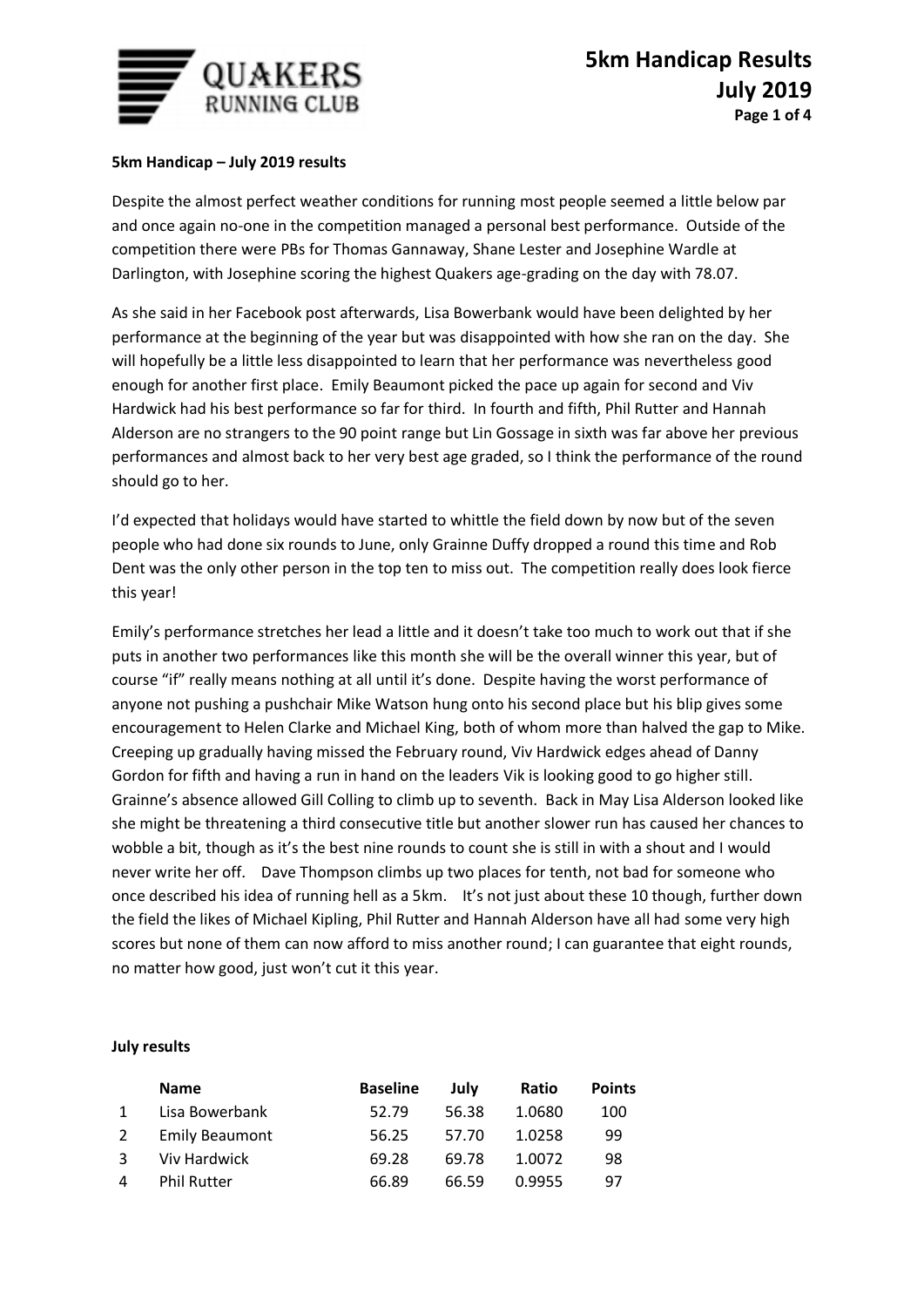# 5km Handicap Results July 2019

**5km Handicap – July 2019 results**

Despite the almost perfect weather conditions for running most people seemed a little below par and once again no-one in the competition managed a personal best performance. Outside of the competition there were PBs for Thomas Gannaway, Shane Lester and Josephine Wardle at Darlington, with Josephine scoring the highest Quakers age-grading on the day with 78.07.

As she said in her Facebook post afterwards, Lisa Bowerbank would have been delighted by her performance at the beginning of the year but was disappointed with how she ran on the day. She will hopefully be a little less disappointed to learn that her performance was nevertheless good enough for another first place. Emily Beaumont picked the pace up again for second and Viv Hardwick had his best performance so far for third. In fourth and fifth, Phil Rutter and Hannah Alderson are no strangers to the 90 point range but Lin Gossage in sixth was far above her previous performances and almost back to her very best age graded, so I think the performance of the round should go to her.

I'd expected that holidays would have started to whittle the field down by now but of the seven people who had done six rounds to June, only Grainne Duffy dropped a round this time and Rob Dent was the only other person in the top ten to miss out. The competition really does look fierce this year!

Emily's performance stretches her lead a little and it doesn't take too much to work out that if she puts in another two performances like this month she will be the overall winner this year, but of course "if" really means nothing at all until it's done. Despite having the worst performance of anyone not pushing a pushchair Mike Watson hung onto his second place but his blip gives some encouragement to Helen Clarke and Michael King, both of whom more than halved the gap to Mike. Creeping up gradually having missed the February round, Viv Hardwick edges ahead of Danny Gordon for fifth and having a run in hand on the leaders Vik is looking good to go higher still. Grainne's absence allowed Gill Colling to climb up to seventh. Back in May Lisa Alderson looked like she might be threatening a third consecutive title but another slower run has caused her chances to wobble a bit, though as it's the best nine rounds to count she is still in with a shout and I would never write her off. Dave Thompson climbs up two places for tenth, not bad for someone who once described his idea of running hell as a 5km. It's not just about these 10 though, further down the field the likes of Michael Kipling, Phil Rutter and Hannah Alderson have all had some very high scores but none of them can now afford to miss another round; I can guarantee that eight rounds, no matter how good, just won't cut it this year.

**July results**

| | Name | Baseline | July | Ratio | Points |
|---|---|---|---|---|---|
| 1 | Lisa Bowerbank | 52.79 | 56.38 | 1.0680 | 100 |
| 2 | Emily Beaumont | 56.25 | 57.70 | 1.0258 | 99 |
| 3 | Viv Hardwick | 69.28 | 69.78 | 1.0072 | 98 |
| 4 | Phil Rutter | 66.89 | 66.59 | 0.9955 | 97 |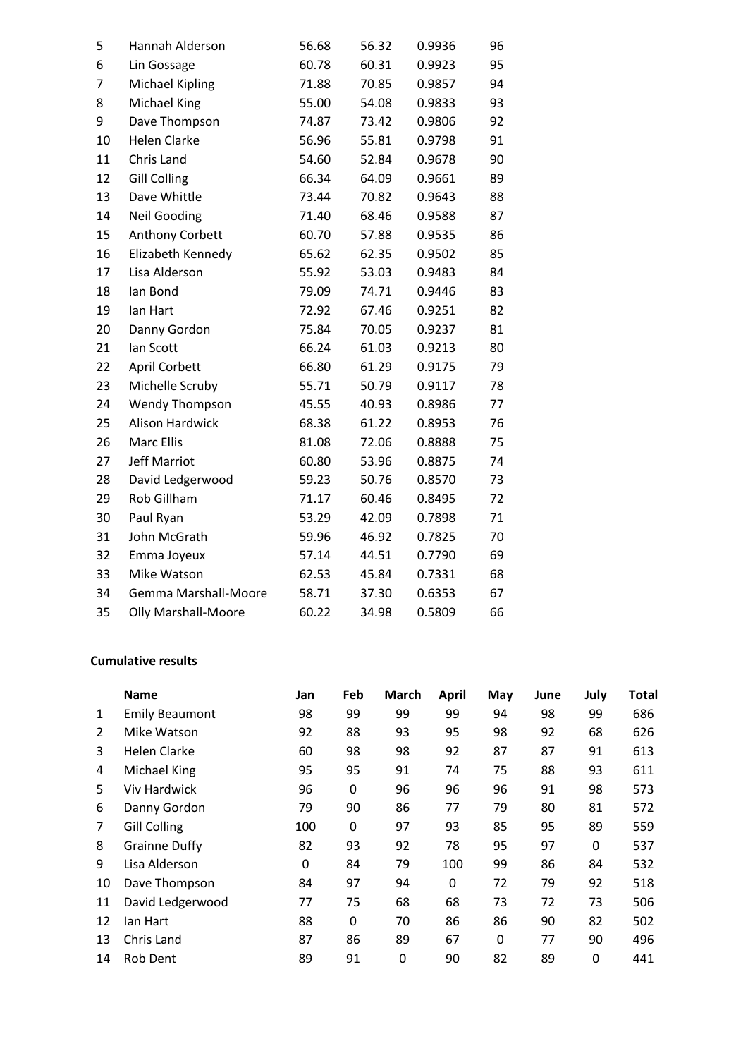| | | | | | |
|---|---|---|---|---|---|
| 5 | Hannah Alderson | 56.68 | 56.32 | 0.9936 | 96 |
| 6 | Lin Gossage | 60.78 | 60.31 | 0.9923 | 95 |
| 7 | Michael Kipling | 71.88 | 70.85 | 0.9857 | 94 |
| 8 | Michael King | 55.00 | 54.08 | 0.9833 | 93 |
| 9 | Dave Thompson | 74.87 | 73.42 | 0.9806 | 92 |
| 10 | Helen Clarke | 56.96 | 55.81 | 0.9798 | 91 |
| 11 | Chris Land | 54.60 | 52.84 | 0.9678 | 90 |
| 12 | Gill Colling | 66.34 | 64.09 | 0.9661 | 89 |
| 13 | Dave Whittle | 73.44 | 70.82 | 0.9643 | 88 |
| 14 | Neil Gooding | 71.40 | 68.46 | 0.9588 | 87 |
| 15 | Anthony Corbett | 60.70 | 57.88 | 0.9535 | 86 |
| 16 | Elizabeth Kennedy | 65.62 | 62.35 | 0.9502 | 85 |
| 17 | Lisa Alderson | 55.92 | 53.03 | 0.9483 | 84 |
| 18 | Ian Bond | 79.09 | 74.71 | 0.9446 | 83 |
| 19 | Ian Hart | 72.92 | 67.46 | 0.9251 | 82 |
| 20 | Danny Gordon | 75.84 | 70.05 | 0.9237 | 81 |
| 21 | Ian Scott | 66.24 | 61.03 | 0.9213 | 80 |
| 22 | April Corbett | 66.80 | 61.29 | 0.9175 | 79 |
| 23 | Michelle Scruby | 55.71 | 50.79 | 0.9117 | 78 |
| 24 | Wendy Thompson | 45.55 | 40.93 | 0.8986 | 77 |
| 25 | Alison Hardwick | 68.38 | 61.22 | 0.8953 | 76 |
| 26 | Marc Ellis | 81.08 | 72.06 | 0.8888 | 75 |
| 27 | Jeff Marriot | 60.80 | 53.96 | 0.8875 | 74 |
| 28 | David Ledgerwood | 59.23 | 50.76 | 0.8570 | 73 |
| 29 | Rob Gillham | 71.17 | 60.46 | 0.8495 | 72 |
| 30 | Paul Ryan | 53.29 | 42.09 | 0.7898 | 71 |
| 31 | John McGrath | 59.96 | 46.92 | 0.7825 | 70 |
| 32 | Emma Joyeux | 57.14 | 44.51 | 0.7790 | 69 |
| 33 | Mike Watson | 62.53 | 45.84 | 0.7331 | 68 |
| 34 | Gemma Marshall-Moore | 58.71 | 37.30 | 0.6353 | 67 |
| 35 | Olly Marshall-Moore | 60.22 | 34.98 | 0.5809 | 66 |

**Cumulative results**

| | Name | Jan | Feb | March | April | May | June | July | Total |
|---|---|---|---|---|---|---|---|---|---|
| 1 | Emily Beaumont | 98 | 99 | 99 | 99 | 94 | 98 | 99 | 686 |
| 2 | Mike Watson | 92 | 88 | 93 | 95 | 98 | 92 | 68 | 626 |
| 3 | Helen Clarke | 60 | 98 | 98 | 92 | 87 | 87 | 91 | 613 |
| 4 | Michael King | 95 | 95 | 91 | 74 | 75 | 88 | 93 | 611 |
| 5 | Viv Hardwick | 96 | 0 | 96 | 96 | 96 | 91 | 98 | 573 |
| 6 | Danny Gordon | 79 | 90 | 86 | 77 | 79 | 80 | 81 | 572 |
| 7 | Gill Colling | 100 | 0 | 97 | 93 | 85 | 95 | 89 | 559 |
| 8 | Grainne Duffy | 82 | 93 | 92 | 78 | 95 | 97 | 0 | 537 |
| 9 | Lisa Alderson | 0 | 84 | 79 | 100 | 99 | 86 | 84 | 532 |
| 10 | Dave Thompson | 84 | 97 | 94 | 0 | 72 | 79 | 92 | 518 |
| 11 | David Ledgerwood | 77 | 75 | 68 | 68 | 73 | 72 | 73 | 506 |
| 12 | Ian Hart | 88 | 0 | 70 | 86 | 86 | 90 | 82 | 502 |
| 13 | Chris Land | 87 | 86 | 89 | 67 | 0 | 77 | 90 | 496 |
| 14 | Rob Dent | 89 | 91 | 0 | 90 | 82 | 89 | 0 | 441 |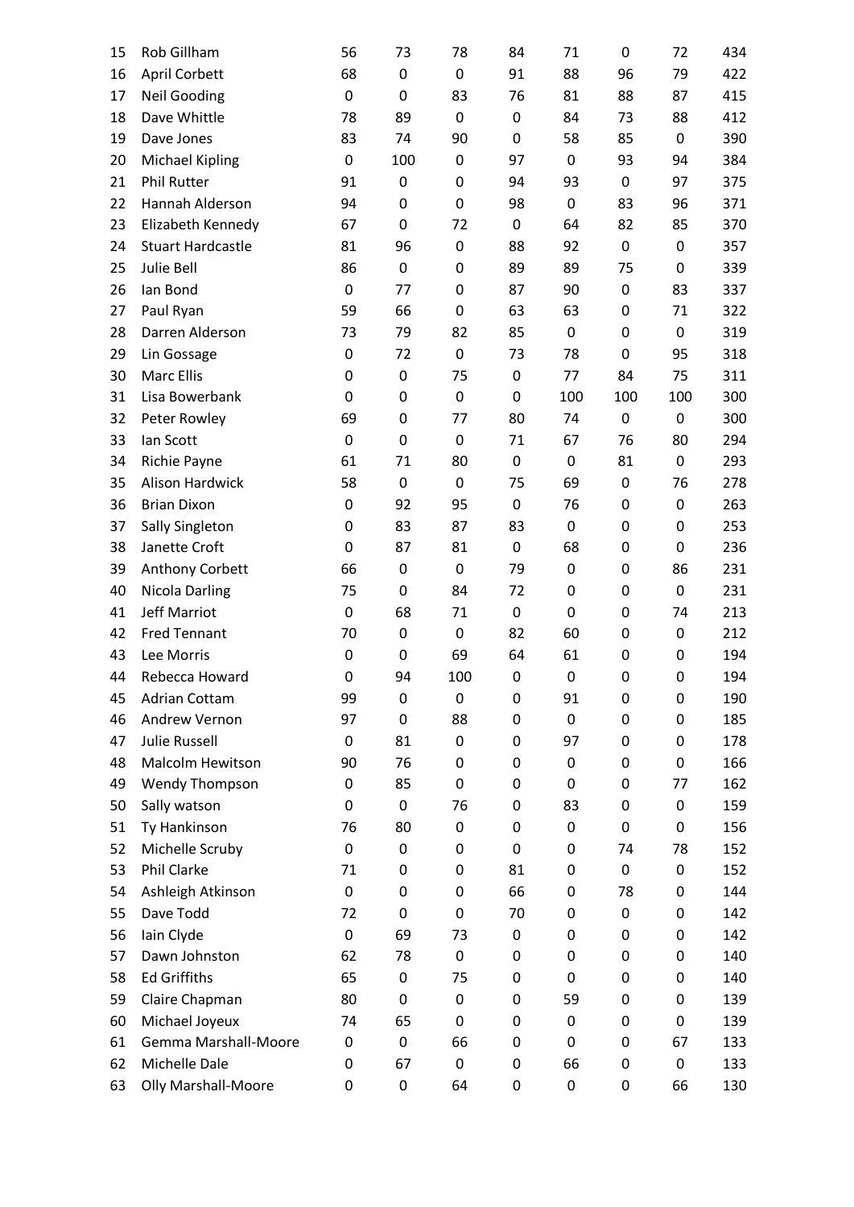| 15 | Rob Gillham | 56 | 73 | 78 | 84 | 71 | 0 | 72 | 434 |
|---|---|---|---|---|---|---|---|---|---|
| 16 | April Corbett | 68 | 0 | 0 | 91 | 88 | 96 | 79 | 422 |
| 17 | Neil Gooding | 0 | 0 | 83 | 76 | 81 | 88 | 87 | 415 |
| 18 | Dave Whittle | 78 | 89 | 0 | 0 | 84 | 73 | 88 | 412 |
| 19 | Dave Jones | 83 | 74 | 90 | 0 | 58 | 85 | 0 | 390 |
| 20 | Michael Kipling | 0 | 100 | 0 | 97 | 0 | 93 | 94 | 384 |
| 21 | Phil Rutter | 91 | 0 | 0 | 94 | 93 | 0 | 97 | 375 |
| 22 | Hannah Alderson | 94 | 0 | 0 | 98 | 0 | 83 | 96 | 371 |
| 23 | Elizabeth Kennedy | 67 | 0 | 72 | 0 | 64 | 82 | 85 | 370 |
| 24 | Stuart Hardcastle | 81 | 96 | 0 | 88 | 92 | 0 | 0 | 357 |
| 25 | Julie Bell | 86 | 0 | 0 | 89 | 89 | 75 | 0 | 339 |
| 26 | Ian Bond | 0 | 77 | 0 | 87 | 90 | 0 | 83 | 337 |
| 27 | Paul Ryan | 59 | 66 | 0 | 63 | 63 | 0 | 71 | 322 |
| 28 | Darren Alderson | 73 | 79 | 82 | 85 | 0 | 0 | 0 | 319 |
| 29 | Lin Gossage | 0 | 72 | 0 | 73 | 78 | 0 | 95 | 318 |
| 30 | Marc Ellis | 0 | 0 | 75 | 0 | 77 | 84 | 75 | 311 |
| 31 | Lisa Bowerbank | 0 | 0 | 0 | 0 | 100 | 100 | 100 | 300 |
| 32 | Peter Rowley | 69 | 0 | 77 | 80 | 74 | 0 | 0 | 300 |
| 33 | Ian Scott | 0 | 0 | 0 | 71 | 67 | 76 | 80 | 294 |
| 34 | Richie Payne | 61 | 71 | 80 | 0 | 0 | 81 | 0 | 293 |
| 35 | Alison Hardwick | 58 | 0 | 0 | 75 | 69 | 0 | 76 | 278 |
| 36 | Brian Dixon | 0 | 92 | 95 | 0 | 76 | 0 | 0 | 263 |
| 37 | Sally Singleton | 0 | 83 | 87 | 83 | 0 | 0 | 0 | 253 |
| 38 | Janette Croft | 0 | 87 | 81 | 0 | 68 | 0 | 0 | 236 |
| 39 | Anthony Corbett | 66 | 0 | 0 | 79 | 0 | 0 | 86 | 231 |
| 40 | Nicola Darling | 75 | 0 | 84 | 72 | 0 | 0 | 0 | 231 |
| 41 | Jeff Marriot | 0 | 68 | 71 | 0 | 0 | 0 | 74 | 213 |
| 42 | Fred Tennant | 70 | 0 | 0 | 82 | 60 | 0 | 0 | 212 |
| 43 | Lee Morris | 0 | 0 | 69 | 64 | 61 | 0 | 0 | 194 |
| 44 | Rebecca Howard | 0 | 94 | 100 | 0 | 0 | 0 | 0 | 194 |
| 45 | Adrian Cottam | 99 | 0 | 0 | 0 | 91 | 0 | 0 | 190 |
| 46 | Andrew Vernon | 97 | 0 | 88 | 0 | 0 | 0 | 0 | 185 |
| 47 | Julie Russell | 0 | 81 | 0 | 0 | 97 | 0 | 0 | 178 |
| 48 | Malcolm Hewitson | 90 | 76 | 0 | 0 | 0 | 0 | 0 | 166 |
| 49 | Wendy Thompson | 0 | 85 | 0 | 0 | 0 | 0 | 77 | 162 |
| 50 | Sally watson | 0 | 0 | 76 | 0 | 83 | 0 | 0 | 159 |
| 51 | Ty Hankinson | 76 | 80 | 0 | 0 | 0 | 0 | 0 | 156 |
| 52 | Michelle Scruby | 0 | 0 | 0 | 0 | 0 | 74 | 78 | 152 |
| 53 | Phil Clarke | 71 | 0 | 0 | 81 | 0 | 0 | 0 | 152 |
| 54 | Ashleigh Atkinson | 0 | 0 | 0 | 66 | 0 | 78 | 0 | 144 |
| 55 | Dave Todd | 72 | 0 | 0 | 70 | 0 | 0 | 0 | 142 |
| 56 | Iain Clyde | 0 | 69 | 73 | 0 | 0 | 0 | 0 | 142 |
| 57 | Dawn Johnston | 62 | 78 | 0 | 0 | 0 | 0 | 0 | 140 |
| 58 | Ed Griffiths | 65 | 0 | 75 | 0 | 0 | 0 | 0 | 140 |
| 59 | Claire Chapman | 80 | 0 | 0 | 0 | 59 | 0 | 0 | 139 |
| 60 | Michael Joyeux | 74 | 65 | 0 | 0 | 0 | 0 | 0 | 139 |
| 61 | Gemma Marshall-Moore | 0 | 0 | 66 | 0 | 0 | 0 | 67 | 133 |
| 62 | Michelle Dale | 0 | 67 | 0 | 0 | 66 | 0 | 0 | 133 |
| 63 | Olly Marshall-Moore | 0 | 0 | 64 | 0 | 0 | 0 | 66 | 130 |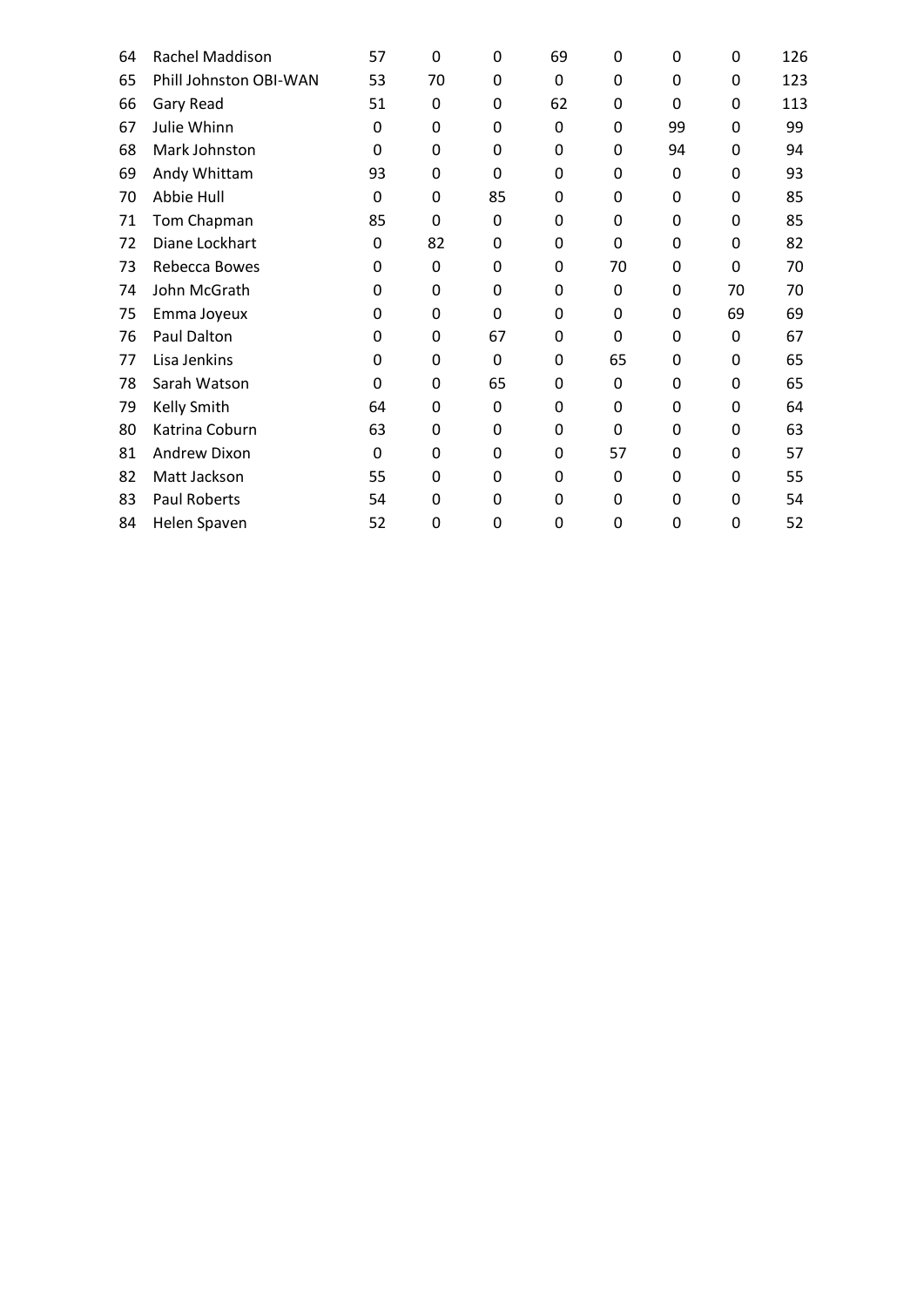| | | | | | | | | | |
|---|---|---|---|---|---|---|---|---|---|
| 64 | Rachel Maddison | 57 | 0 | 0 | 69 | 0 | 0 | 0 | 126 |
| 65 | Phill Johnston OBI-WAN | 53 | 70 | 0 | 0 | 0 | 0 | 0 | 123 |
| 66 | Gary Read | 51 | 0 | 0 | 62 | 0 | 0 | 0 | 113 |
| 67 | Julie Whinn | 0 | 0 | 0 | 0 | 0 | 99 | 0 | 99 |
| 68 | Mark Johnston | 0 | 0 | 0 | 0 | 0 | 94 | 0 | 94 |
| 69 | Andy Whittam | 93 | 0 | 0 | 0 | 0 | 0 | 0 | 93 |
| 70 | Abbie Hull | 0 | 0 | 85 | 0 | 0 | 0 | 0 | 85 |
| 71 | Tom Chapman | 85 | 0 | 0 | 0 | 0 | 0 | 0 | 85 |
| 72 | Diane Lockhart | 0 | 82 | 0 | 0 | 0 | 0 | 0 | 82 |
| 73 | Rebecca Bowes | 0 | 0 | 0 | 0 | 70 | 0 | 0 | 70 |
| 74 | John McGrath | 0 | 0 | 0 | 0 | 0 | 0 | 70 | 70 |
| 75 | Emma Joyeux | 0 | 0 | 0 | 0 | 0 | 0 | 69 | 69 |
| 76 | Paul Dalton | 0 | 0 | 67 | 0 | 0 | 0 | 0 | 67 |
| 77 | Lisa Jenkins | 0 | 0 | 0 | 0 | 65 | 0 | 0 | 65 |
| 78 | Sarah Watson | 0 | 0 | 65 | 0 | 0 | 0 | 0 | 65 |
| 79 | Kelly Smith | 64 | 0 | 0 | 0 | 0 | 0 | 0 | 64 |
| 80 | Katrina Coburn | 63 | 0 | 0 | 0 | 0 | 0 | 0 | 63 |
| 81 | Andrew Dixon | 0 | 0 | 0 | 0 | 57 | 0 | 0 | 57 |
| 82 | Matt Jackson | 55 | 0 | 0 | 0 | 0 | 0 | 0 | 55 |
| 83 | Paul Roberts | 54 | 0 | 0 | 0 | 0 | 0 | 0 | 54 |
| 84 | Helen Spaven | 52 | 0 | 0 | 0 | 0 | 0 | 0 | 52 |